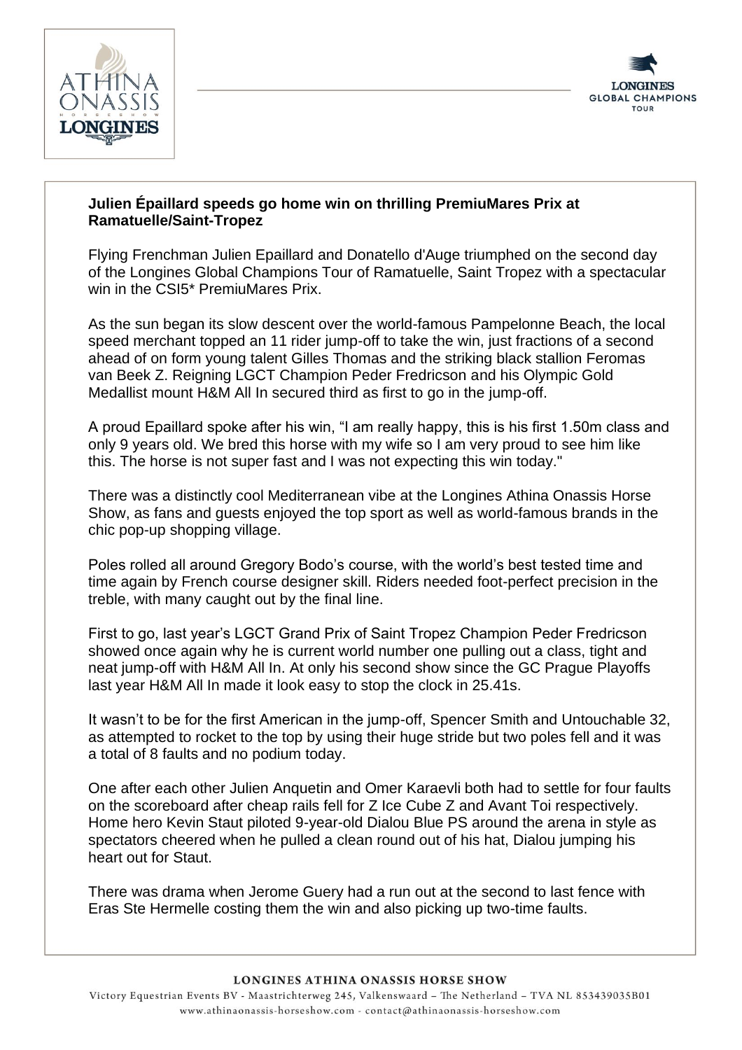**Julien Épaillard speeds go home win on thrilling PremiuMares Prix at Ramatuelle/Saint-Tropez**

Flying Frenchman Julien Epaillard and Donatello d'Auge triumphed on the second day of the Longines Global Champions Tour of Ramatuelle, Saint Tropez with a spectacular win in the CSI5* PremiuMares Prix.

As the sun began its slow descent over the world-famous Pampelonne Beach, the local speed merchant topped an 11 rider jump-off to take the win, just fractions of a second ahead of on form young talent Gilles Thomas and the striking black stallion Feromas van Beek Z. Reigning LGCT Champion Peder Fredricson and his Olympic Gold Medallist mount H&M All In secured third as first to go in the jump-off.

A proud Epaillard spoke after his win, "I am really happy, this is his first 1.50m class and only 9 years old. We bred this horse with my wife so I am very proud to see him like this. The horse is not super fast and I was not expecting this win today."

There was a distinctly cool Mediterranean vibe at the Longines Athina Onassis Horse Show, as fans and guests enjoyed the top sport as well as world-famous brands in the chic pop-up shopping village.

Poles rolled all around Gregory Bodo's course, with the world's best tested time and time again by French course designer skill. Riders needed foot-perfect precision in the treble, with many caught out by the final line.

First to go, last year's LGCT Grand Prix of Saint Tropez Champion Peder Fredricson showed once again why he is current world number one pulling out a class, tight and neat jump-off with H&M All In. At only his second show since the GC Prague Playoffs last year H&M All In made it look easy to stop the clock in 25.41s.

It wasn't to be for the first American in the jump-off, Spencer Smith and Untouchable 32, as attempted to rocket to the top by using their huge stride but two poles fell and it was a total of 8 faults and no podium today.

One after each other Julien Anquetin and Omer Karaevli both had to settle for four faults on the scoreboard after cheap rails fell for Z Ice Cube Z and Avant Toi respectively. Home hero Kevin Staut piloted 9-year-old Dialou Blue PS around the arena in style as spectators cheered when he pulled a clean round out of his hat, Dialou jumping his heart out for Staut.

There was drama when Jerome Guery had a run out at the second to last fence with Eras Ste Hermelle costing them the win and also picking up two-time faults.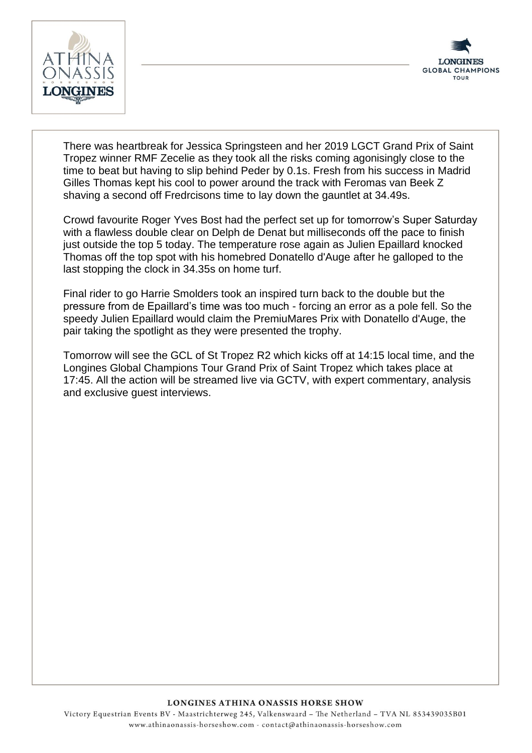There was heartbreak for Jessica Springsteen and her 2019 LGCT Grand Prix of Saint Tropez winner RMF Zecelie as they took all the risks coming agonisingly close to the time to beat but having to slip behind Peder by 0.1s. Fresh from his success in Madrid Gilles Thomas kept his cool to power around the track with Feromas van Beek Z shaving a second off Fredrcisons time to lay down the gauntlet at 34.49s.

Crowd favourite Roger Yves Bost had the perfect set up for tomorrow's Super Saturday with a flawless double clear on Delph de Denat but milliseconds off the pace to finish just outside the top 5 today. The temperature rose again as Julien Epaillard knocked Thomas off the top spot with his homebred Donatello d'Auge after he galloped to the last stopping the clock in 34.35s on home turf.

Final rider to go Harrie Smolders took an inspired turn back to the double but the pressure from de Epaillard's time was too much - forcing an error as a pole fell. So the speedy Julien Epaillard would claim the PremiuMares Prix with Donatello d'Auge, the pair taking the spotlight as they were presented the trophy.

Tomorrow will see the GCL of St Tropez R2 which kicks off at 14:15 local time, and the Longines Global Champions Tour Grand Prix of Saint Tropez which takes place at 17:45. All the action will be streamed live via GCTV, with expert commentary, analysis and exclusive guest interviews.